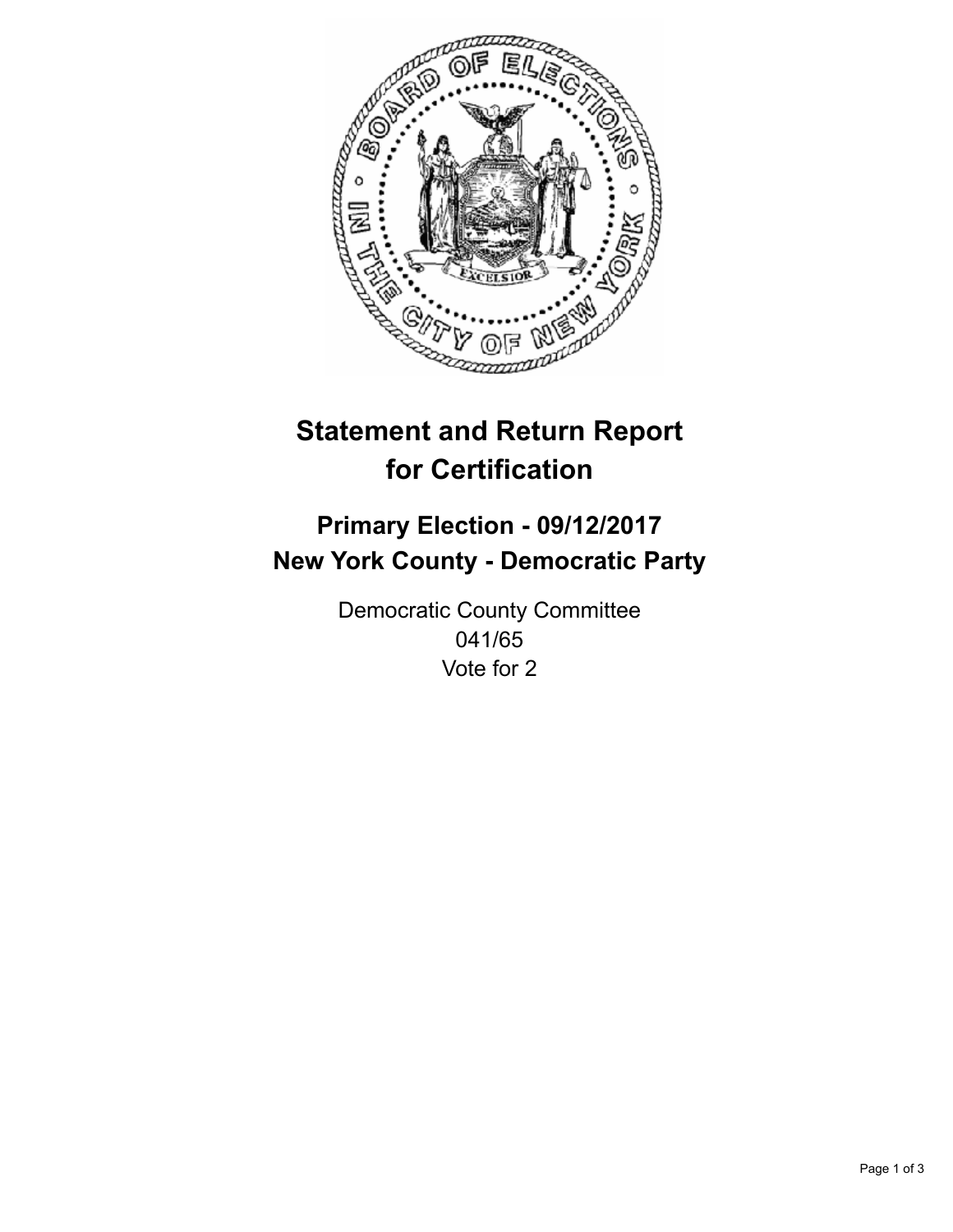# Statement and Return Report for Certification

## Primary Election - 09/12/2017
## New York County - Democratic Party

Democratic County Committee
041/65
Vote for 2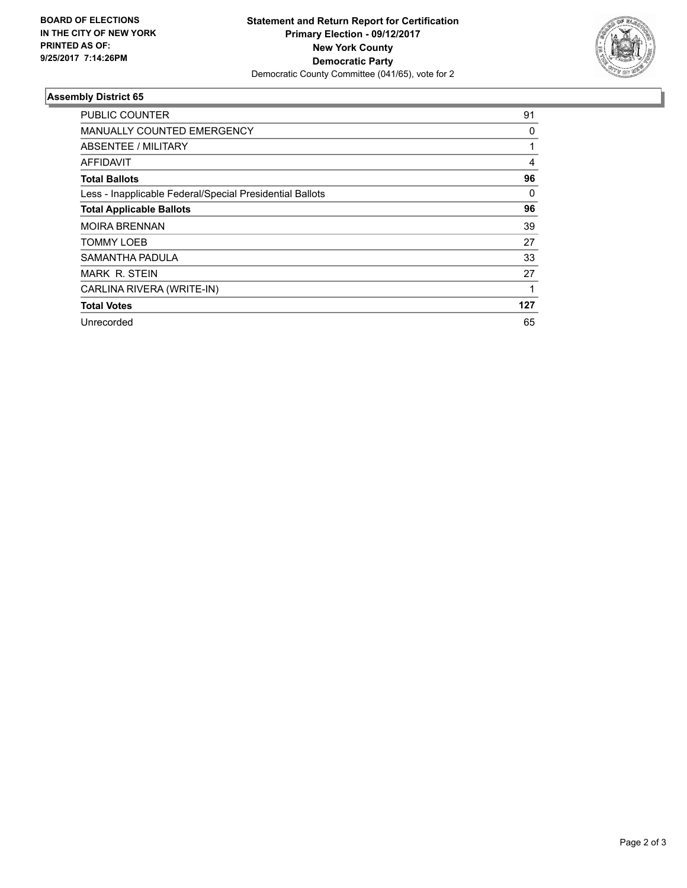**BOARD OF ELECTIONS**
**IN THE CITY OF NEW YORK**
**PRINTED AS OF:**
**9/25/2017 7:14:26PM**

**Statement and Return Report for Certification**
**Primary Election - 09/12/2017**
**New York County**
**Democratic Party**
Democratic County Committee (041/65), vote for 2

### Assembly District 65

| | |
|---|---|
| PUBLIC COUNTER | 91 |
| MANUALLY COUNTED EMERGENCY | 0 |
| ABSENTEE / MILITARY | 1 |
| AFFIDAVIT | 4 |
| **Total Ballots** | **96** |
| Less - Inapplicable Federal/Special Presidential Ballots | 0 |
| **Total Applicable Ballots** | **96** |
| MOIRA BRENNAN | 39 |
| TOMMY LOEB | 27 |
| SAMANTHA PADULA | 33 |
| MARK R. STEIN | 27 |
| CARLINA RIVERA (WRITE-IN) | 1 |
| **Total Votes** | **127** |
| Unrecorded | 65 |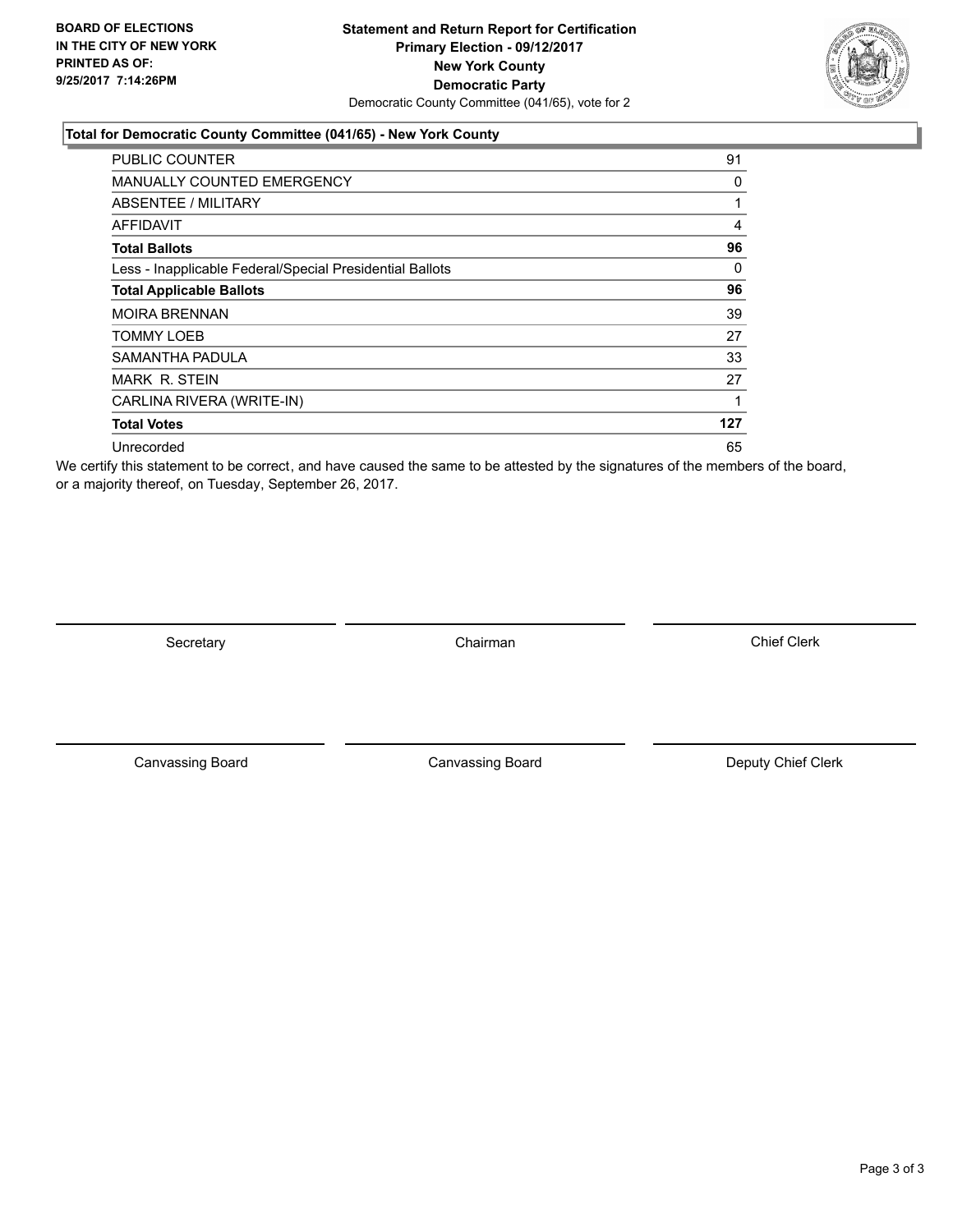**BOARD OF ELECTIONS IN THE CITY OF NEW YORK PRINTED AS OF: 9/25/2017 7:14:26PM**

**Statement and Return Report for Certification**
**Primary Election - 09/12/2017**
**New York County**
**Democratic Party**
Democratic County Committee (041/65), vote for 2

**Total for Democratic County Committee (041/65) - New York County**

| | |
|---|---|
| PUBLIC COUNTER | 91 |
| MANUALLY COUNTED EMERGENCY | 0 |
| ABSENTEE / MILITARY | 1 |
| AFFIDAVIT | 4 |
| **Total Ballots** | **96** |
| Less - Inapplicable Federal/Special Presidential Ballots | 0 |
| **Total Applicable Ballots** | **96** |
| MOIRA BRENNAN | 39 |
| TOMMY LOEB | 27 |
| SAMANTHA PADULA | 33 |
| MARK R. STEIN | 27 |
| CARLINA RIVERA (WRITE-IN) | 1 |
| **Total Votes** | **127** |
| Unrecorded | 65 |

We certify this statement to be correct, and have caused the same to be attested by the signatures of the members of the board, or a majority thereof, on Tuesday, September 26, 2017.

Secretary

Chairman

Chief Clerk

Canvassing Board

Canvassing Board

Deputy Chief Clerk